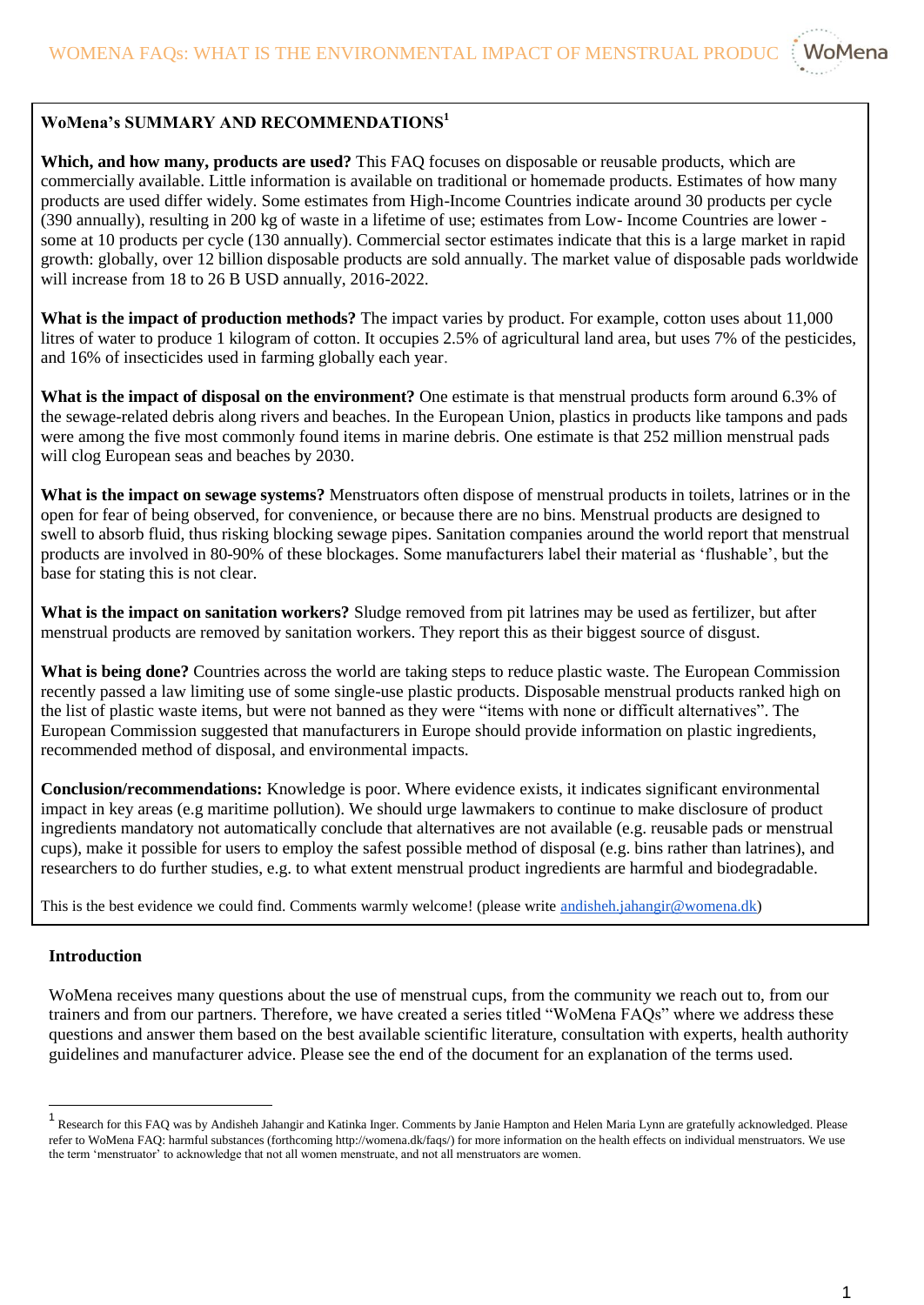**WoMena's SUMMARY AND RECOMMENDATIONS**[1]

**Which, and how many, products are used?** This FAQ focuses on disposable or reusable products, which are commercially available. Little information is available on traditional or homemade products. Estimates of how many products are used differ widely. Some estimates from High-Income Countries indicate around 30 products per cycle (390 annually), resulting in 200 kg of waste in a lifetime of use; estimates from Low- Income Countries are lower - some at 10 products per cycle (130 annually). Commercial sector estimates indicate that this is a large market in rapid growth: globally, over 12 billion disposable products are sold annually. The market value of disposable pads worldwide will increase from 18 to 26 B USD annually, 2016-2022.

**What is the impact of production methods?** The impact varies by product. For example, cotton uses about 11,000 litres of water to produce 1 kilogram of cotton. It occupies 2.5% of agricultural land area, but uses 7% of the pesticides, and 16% of insecticides used in farming globally each year.

**What is the impact of disposal on the environment?** One estimate is that menstrual products form around 6.3% of the sewage-related debris along rivers and beaches. In the European Union, plastics in products like tampons and pads were among the five most commonly found items in marine debris. One estimate is that 252 million menstrual pads will clog European seas and beaches by 2030.

**What is the impact on sewage systems?** Menstruators often dispose of menstrual products in toilets, latrines or in the open for fear of being observed, for convenience, or because there are no bins. Menstrual products are designed to swell to absorb fluid, thus risking blocking sewage pipes. Sanitation companies around the world report that menstrual products are involved in 80-90% of these blockages. Some manufacturers label their material as 'flushable', but the base for stating this is not clear.

**What is the impact on sanitation workers?** Sludge removed from pit latrines may be used as fertilizer, but after menstrual products are removed by sanitation workers. They report this as their biggest source of disgust.

**What is being done?** Countries across the world are taking steps to reduce plastic waste. The European Commission recently passed a law limiting use of some single-use plastic products. Disposable menstrual products ranked high on the list of plastic waste items, but were not banned as they were "items with none or difficult alternatives". The European Commission suggested that manufacturers in Europe should provide information on plastic ingredients, recommended method of disposal, and environmental impacts.

**Conclusion/recommendations:** Knowledge is poor. Where evidence exists, it indicates significant environmental impact in key areas (e.g maritime pollution). We should urge lawmakers to continue to make disclosure of product ingredients mandatory not automatically conclude that alternatives are not available (e.g. reusable pads or menstrual cups), make it possible for users to employ the safest possible method of disposal (e.g. bins rather than latrines), and researchers to do further studies, e.g. to what extent menstrual product ingredients are harmful and biodegradable.

This is the best evidence we could find. Comments warmly welcome! (please write andisheh.jahangir@womena.dk)

## Introduction

WoMena receives many questions about the use of menstrual cups, from the community we reach out to, from our trainers and from our partners. Therefore, we have created a series titled "WoMena FAQs" where we address these questions and answer them based on the best available scientific literature, consultation with experts, health authority guidelines and manufacturer advice. Please see the end of the document for an explanation of the terms used.

---

[1] Research for this FAQ was by Andisheh Jahangir and Katinka Inger. Comments by Janie Hampton and Helen Maria Lynn are gratefully acknowledged. Please refer to WoMena FAQ: harmful substances (forthcoming http://womena.dk/faqs/) for more information on the health effects on individual menstruators. We use the term 'menstruator' to acknowledge that not all women menstruate, and not all menstruators are women.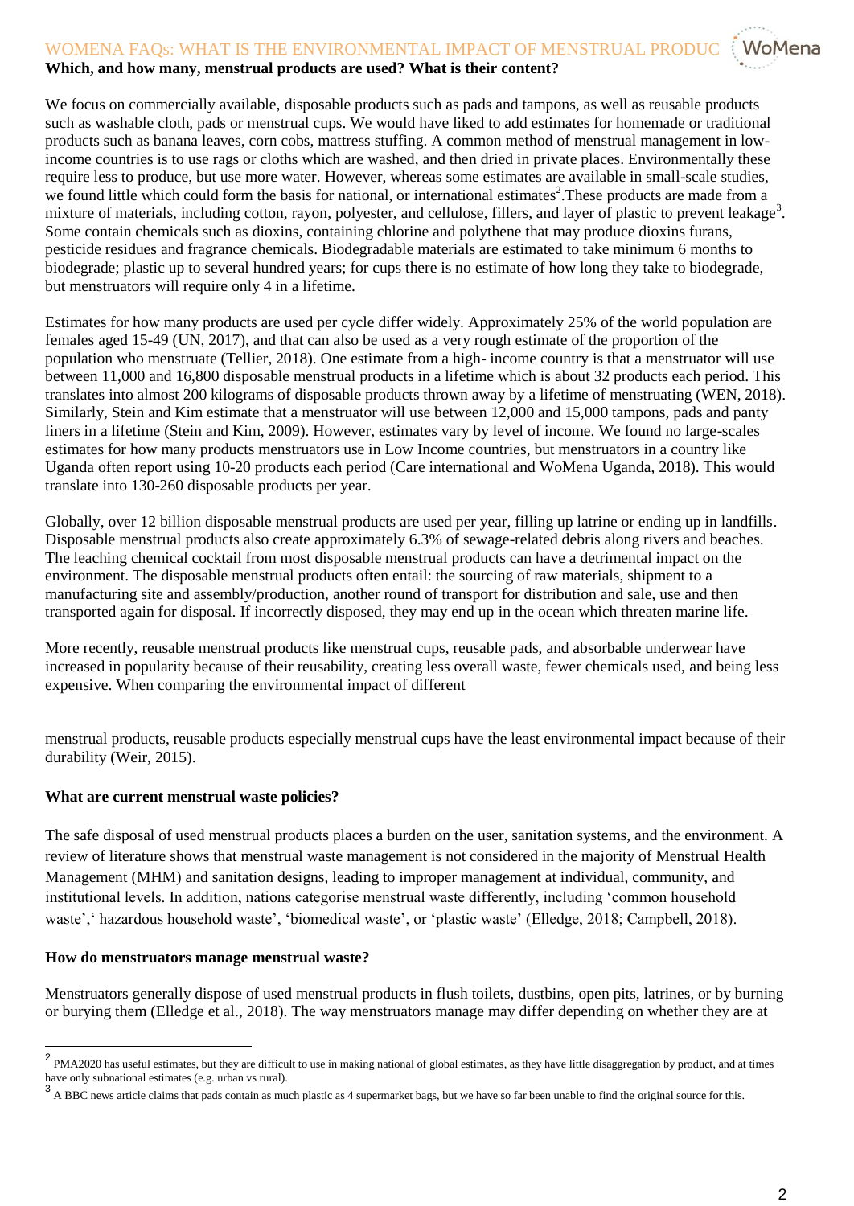**Which, and how many, menstrual products are used? What is their content?**

We focus on commercially available, disposable products such as pads and tampons, as well as reusable products such as washable cloth, pads or menstrual cups. We would have liked to add estimates for homemade or traditional products such as banana leaves, corn cobs, mattress stuffing. A common method of menstrual management in low-income countries is to use rags or cloths which are washed, and then dried in private places. Environmentally these require less to produce, but use more water. However, whereas some estimates are available in small-scale studies, we found little which could form the basis for national, or international estimates[2].These products are made from a mixture of materials, including cotton, rayon, polyester, and cellulose, fillers, and layer of plastic to prevent leakage[3]. Some contain chemicals such as dioxins, containing chlorine and polythene that may produce dioxins furans, pesticide residues and fragrance chemicals. Biodegradable materials are estimated to take minimum 6 months to biodegrade; plastic up to several hundred years; for cups there is no estimate of how long they take to biodegrade, but menstruators will require only 4 in a lifetime.

Estimates for how many products are used per cycle differ widely. Approximately 25% of the world population are females aged 15-49 (UN, 2017), and that can also be used as a very rough estimate of the proportion of the population who menstruate (Tellier, 2018). One estimate from a high- income country is that a menstruator will use between 11,000 and 16,800 disposable menstrual products in a lifetime which is about 32 products each period. This translates into almost 200 kilograms of disposable products thrown away by a lifetime of menstruating (WEN, 2018). Similarly, Stein and Kim estimate that a menstruator will use between 12,000 and 15,000 tampons, pads and panty liners in a lifetime (Stein and Kim, 2009). However, estimates vary by level of income. We found no large-scales estimates for how many products menstruators use in Low Income countries, but menstruators in a country like Uganda often report using 10-20 products each period (Care international and WoMena Uganda, 2018). This would translate into 130-260 disposable products per year.

Globally, over 12 billion disposable menstrual products are used per year, filling up latrine or ending up in landfills. Disposable menstrual products also create approximately 6.3% of sewage-related debris along rivers and beaches. The leaching chemical cocktail from most disposable menstrual products can have a detrimental impact on the environment. The disposable menstrual products often entail: the sourcing of raw materials, shipment to a manufacturing site and assembly/production, another round of transport for distribution and sale, use and then transported again for disposal. If incorrectly disposed, they may end up in the ocean which threaten marine life.

More recently, reusable menstrual products like menstrual cups, reusable pads, and absorbable underwear have increased in popularity because of their reusability, creating less overall waste, fewer chemicals used, and being less expensive. When comparing the environmental impact of different menstrual products, reusable products especially menstrual cups have the least environmental impact because of their durability (Weir, 2015).

**What are current menstrual waste policies?**

The safe disposal of used menstrual products places a burden on the user, sanitation systems, and the environment. A review of literature shows that menstrual waste management is not considered in the majority of Menstrual Health Management (MHM) and sanitation designs, leading to improper management at individual, community, and institutional levels. In addition, nations categorise menstrual waste differently, including 'common household waste',' hazardous household waste', 'biomedical waste', or 'plastic waste' (Elledge, 2018; Campbell, 2018).

**How do menstruators manage menstrual waste?**

Menstruators generally dispose of used menstrual products in flush toilets, dustbins, open pits, latrines, or by burning or burying them (Elledge et al., 2018). The way menstruators manage may differ depending on whether they are at

---

[2] PMA2020 has useful estimates, but they are difficult to use in making national of global estimates, as they have little disaggregation by product, and at times have only subnational estimates (e.g. urban vs rural).

[3] A BBC news article claims that pads contain as much plastic as 4 supermarket bags, but we have so far been unable to find the original source for this.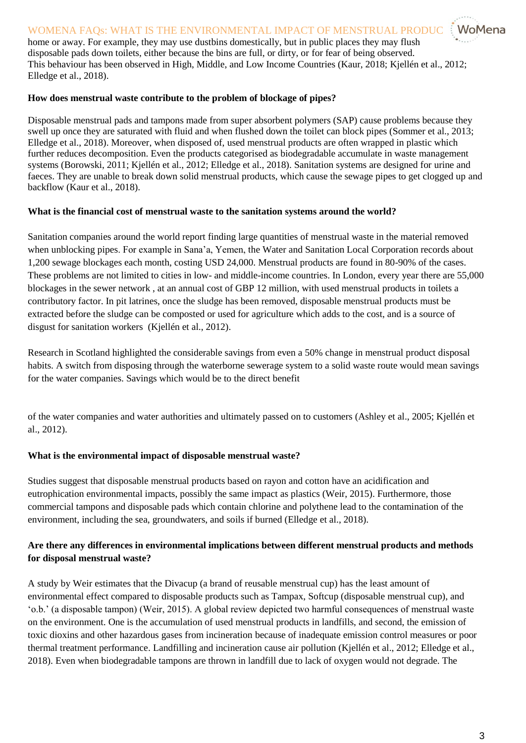home or away. For example, they may use dustbins domestically, but in public places they may flush disposable pads down toilets, either because the bins are full, or dirty, or for fear of being observed. This behaviour has been observed in High, Middle, and Low Income Countries (Kaur, 2018; Kjellén et al., 2012; Elledge et al., 2018).

**How does menstrual waste contribute to the problem of blockage of pipes?**

Disposable menstrual pads and tampons made from super absorbent polymers (SAP) cause problems because they swell up once they are saturated with fluid and when flushed down the toilet can block pipes (Sommer et al., 2013; Elledge et al., 2018). Moreover, when disposed of, used menstrual products are often wrapped in plastic which further reduces decomposition. Even the products categorised as biodegradable accumulate in waste management systems (Borowski, 2011; Kjellén et al., 2012; Elledge et al., 2018). Sanitation systems are designed for urine and faeces. They are unable to break down solid menstrual products, which cause the sewage pipes to get clogged up and backflow (Kaur et al., 2018).

**What is the financial cost of menstrual waste to the sanitation systems around the world?**

Sanitation companies around the world report finding large quantities of menstrual waste in the material removed when unblocking pipes. For example in Sana'a, Yemen, the Water and Sanitation Local Corporation records about 1,200 sewage blockages each month, costing USD 24,000. Menstrual products are found in 80-90% of the cases. These problems are not limited to cities in low- and middle-income countries. In London, every year there are 55,000 blockages in the sewer network , at an annual cost of GBP 12 million, with used menstrual products in toilets a contributory factor. In pit latrines, once the sludge has been removed, disposable menstrual products must be extracted before the sludge can be composted or used for agriculture which adds to the cost, and is a source of disgust for sanitation workers (Kjellén et al., 2012).

Research in Scotland highlighted the considerable savings from even a 50% change in menstrual product disposal habits. A switch from disposing through the waterborne sewerage system to a solid waste route would mean savings for the water companies. Savings which would be to the direct benefit of the water companies and water authorities and ultimately passed on to customers (Ashley et al., 2005; Kjellén et al., 2012).

**What is the environmental impact of disposable menstrual waste?**

Studies suggest that disposable menstrual products based on rayon and cotton have an acidification and eutrophication environmental impacts, possibly the same impact as plastics (Weir, 2015). Furthermore, those commercial tampons and disposable pads which contain chlorine and polythene lead to the contamination of the environment, including the sea, groundwaters, and soils if burned (Elledge et al., 2018).

**Are there any differences in environmental implications between different menstrual products and methods for disposal menstrual waste?**

A study by Weir estimates that the Divacup (a brand of reusable menstrual cup) has the least amount of environmental effect compared to disposable products such as Tampax, Softcup (disposable menstrual cup), and 'o.b.' (a disposable tampon) (Weir, 2015). A global review depicted two harmful consequences of menstrual waste on the environment. One is the accumulation of used menstrual products in landfills, and second, the emission of toxic dioxins and other hazardous gases from incineration because of inadequate emission control measures or poor thermal treatment performance. Landfilling and incineration cause air pollution (Kjellén et al., 2012; Elledge et al., 2018). Even when biodegradable tampons are thrown in landfill due to lack of oxygen would not degrade. The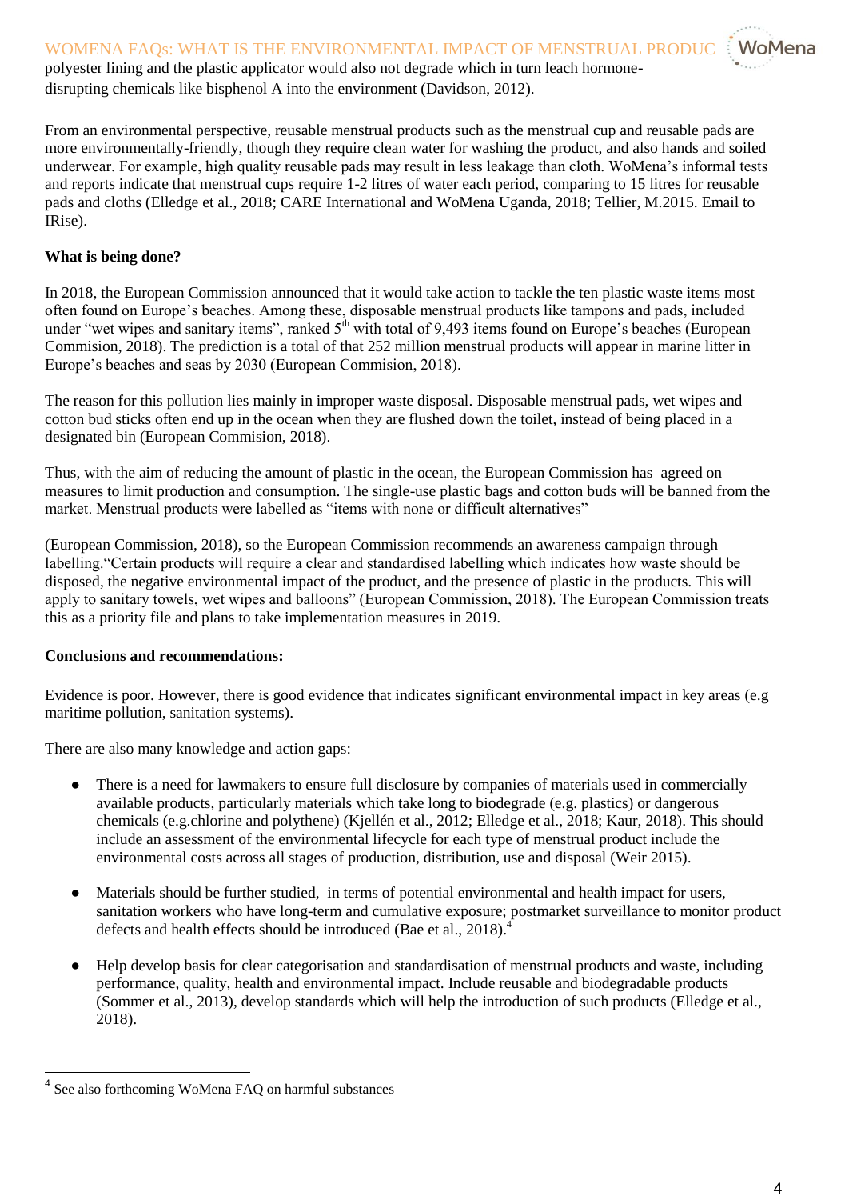polyester lining and the plastic applicator would also not degrade which in turn leach hormone-disrupting chemicals like bisphenol A into the environment (Davidson, 2012).

From an environmental perspective, reusable menstrual products such as the menstrual cup and reusable pads are more environmentally-friendly, though they require clean water for washing the product, and also hands and soiled underwear. For example, high quality reusable pads may result in less leakage than cloth. WoMena's informal tests and reports indicate that menstrual cups require 1-2 litres of water each period, comparing to 15 litres for reusable pads and cloths (Elledge et al., 2018; CARE International and WoMena Uganda, 2018; Tellier, M.2015. Email to IRise).

**What is being done?**

In 2018, the European Commission announced that it would take action to tackle the ten plastic waste items most often found on Europe's beaches. Among these, disposable menstrual products like tampons and pads, included under "wet wipes and sanitary items", ranked 5th with total of 9,493 items found on Europe's beaches (European Commision, 2018). The prediction is a total of that 252 million menstrual products will appear in marine litter in Europe's beaches and seas by 2030 (European Commision, 2018).

The reason for this pollution lies mainly in improper waste disposal. Disposable menstrual pads, wet wipes and cotton bud sticks often end up in the ocean when they are flushed down the toilet, instead of being placed in a designated bin (European Commision, 2018).

Thus, with the aim of reducing the amount of plastic in the ocean, the European Commission has agreed on measures to limit production and consumption. The single-use plastic bags and cotton buds will be banned from the market. Menstrual products were labelled as "items with none or difficult alternatives"

(European Commission, 2018), so the European Commission recommends an awareness campaign through labelling."Certain products will require a clear and standardised labelling which indicates how waste should be disposed, the negative environmental impact of the product, and the presence of plastic in the products. This will apply to sanitary towels, wet wipes and balloons" (European Commission, 2018). The European Commission treats this as a priority file and plans to take implementation measures in 2019.

**Conclusions and recommendations:**

Evidence is poor. However, there is good evidence that indicates significant environmental impact in key areas (e.g maritime pollution, sanitation systems).

There are also many knowledge and action gaps:

- There is a need for lawmakers to ensure full disclosure by companies of materials used in commercially available products, particularly materials which take long to biodegrade (e.g. plastics) or dangerous chemicals (e.g.chlorine and polythene) (Kjellén et al., 2012; Elledge et al., 2018; Kaur, 2018). This should include an assessment of the environmental lifecycle for each type of menstrual product include the environmental costs across all stages of production, distribution, use and disposal (Weir 2015).
- Materials should be further studied, in terms of potential environmental and health impact for users, sanitation workers who have long-term and cumulative exposure; postmarket surveillance to monitor product defects and health effects should be introduced (Bae et al., 2018).[4]
- Help develop basis for clear categorisation and standardisation of menstrual products and waste, including performance, quality, health and environmental impact. Include reusable and biodegradable products (Sommer et al., 2013), develop standards which will help the introduction of such products (Elledge et al., 2018).

[4] See also forthcoming WoMena FAQ on harmful substances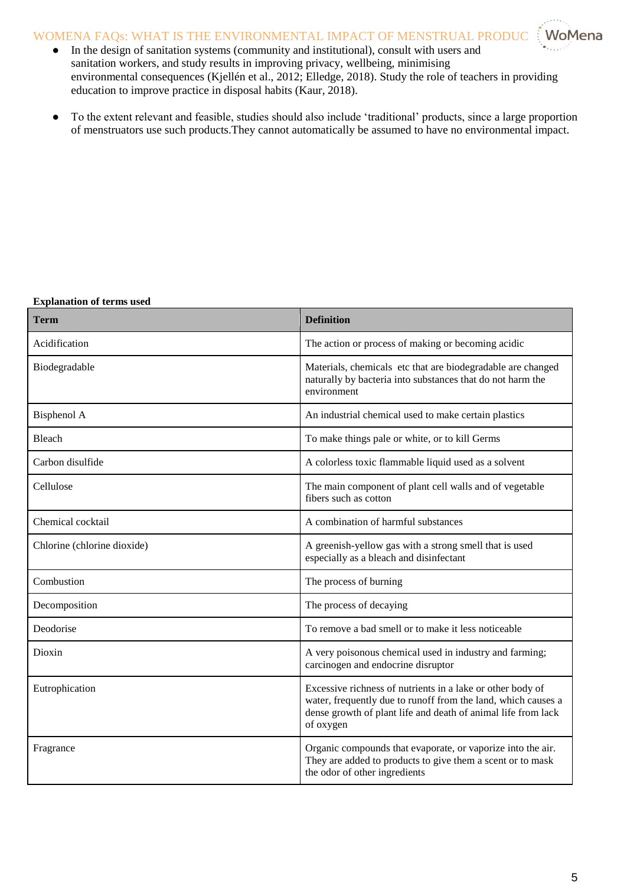- In the design of sanitation systems (community and institutional), consult with users and sanitation workers, and study results in improving privacy, wellbeing, minimising environmental consequences (Kjellén et al., 2012; Elledge, 2018). Study the role of teachers in providing education to improve practice in disposal habits (Kaur, 2018).

- To the extent relevant and feasible, studies should also include 'traditional' products, since a large proportion of menstruators use such products.They cannot automatically be assumed to have no environmental impact.

**Explanation of terms used**

| Term | Definition |
|---|---|
| Acidification | The action or process of making or becoming acidic |
| Biodegradable | Materials, chemicals etc that are biodegradable are changed naturally by bacteria into substances that do not harm the environment |
| Bisphenol A | An industrial chemical used to make certain plastics |
| Bleach | To make things pale or white, or to kill Germs |
| Carbon disulfide | A colorless toxic flammable liquid used as a solvent |
| Cellulose | The main component of plant cell walls and of vegetable fibers such as cotton |
| Chemical cocktail | A combination of harmful substances |
| Chlorine (chlorine dioxide) | A greenish-yellow gas with a strong smell that is used especially as a bleach and disinfectant |
| Combustion | The process of burning |
| Decomposition | The process of decaying |
| Deodorise | To remove a bad smell or to make it less noticeable |
| Dioxin | A very poisonous chemical used in industry and farming; carcinogen and endocrine disruptor |
| Eutrophication | Excessive richness of nutrients in a lake or other body of water, frequently due to runoff from the land, which causes a dense growth of plant life and death of animal life from lack of oxygen |
| Fragrance | Organic compounds that evaporate, or vaporize into the air. They are added to products to give them a scent or to mask the odor of other ingredients |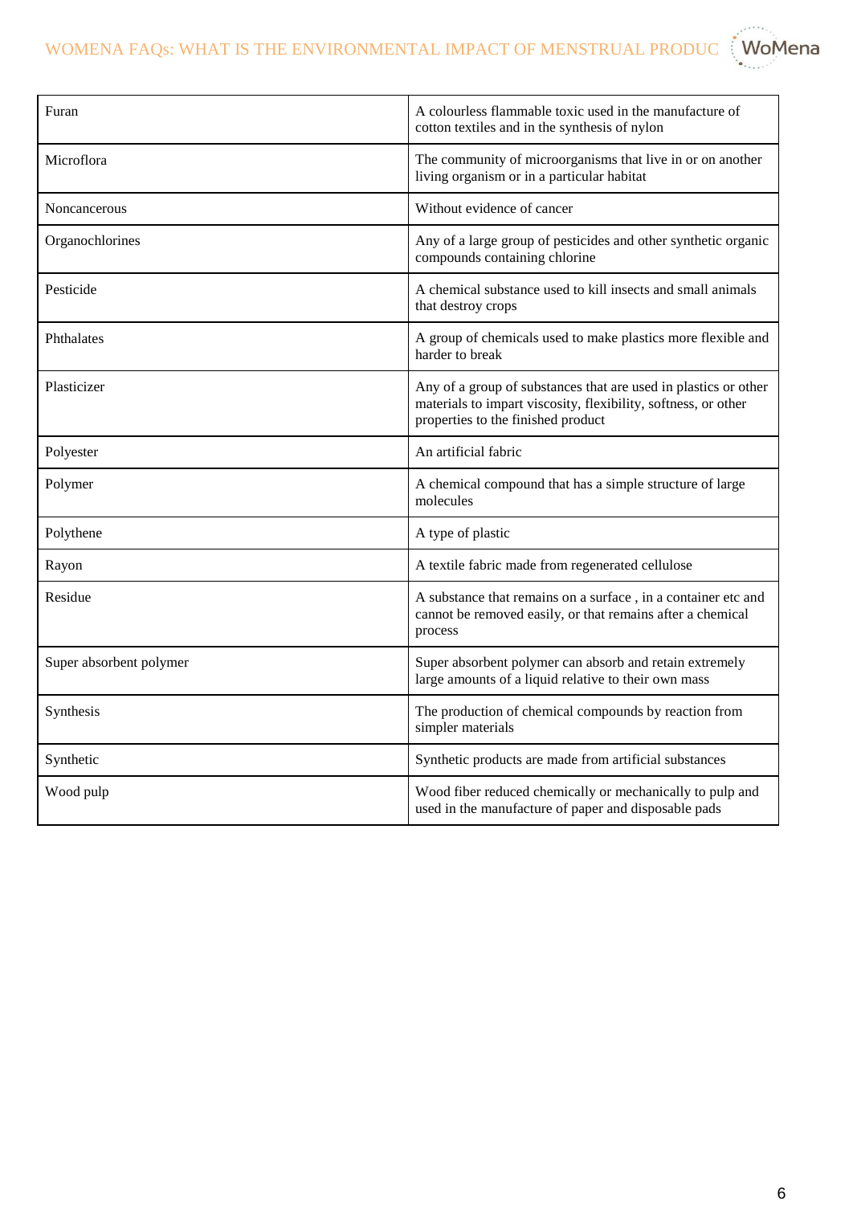| | |
|---|---|
| Furan | A colourless flammable toxic used in the manufacture of cotton textiles and in the synthesis of nylon |
| Microflora | The community of microorganisms that live in or on another living organism or in a particular habitat |
| Noncancerous | Without evidence of cancer |
| Organochlorines | Any of a large group of pesticides and other synthetic organic compounds containing chlorine |
| Pesticide | A chemical substance used to kill insects and small animals that destroy crops |
| Phthalates | A group of chemicals used to make plastics more flexible and harder to break |
| Plasticizer | Any of a group of substances that are used in plastics or other materials to impart viscosity, flexibility, softness, or other properties to the finished product |
| Polyester | An artificial fabric |
| Polymer | A chemical compound that has a simple structure of large molecules |
| Polythene | A type of plastic |
| Rayon | A textile fabric made from regenerated cellulose |
| Residue | A substance that remains on a surface , in a container etc and cannot be removed easily, or that remains after a chemical process |
| Super absorbent polymer | Super absorbent polymer can absorb and retain extremely large amounts of a liquid relative to their own mass |
| Synthesis | The production of chemical compounds by reaction from simpler materials |
| Synthetic | Synthetic products are made from artificial substances |
| Wood pulp | Wood fiber reduced chemically or mechanically to pulp and used in the manufacture of paper and disposable pads |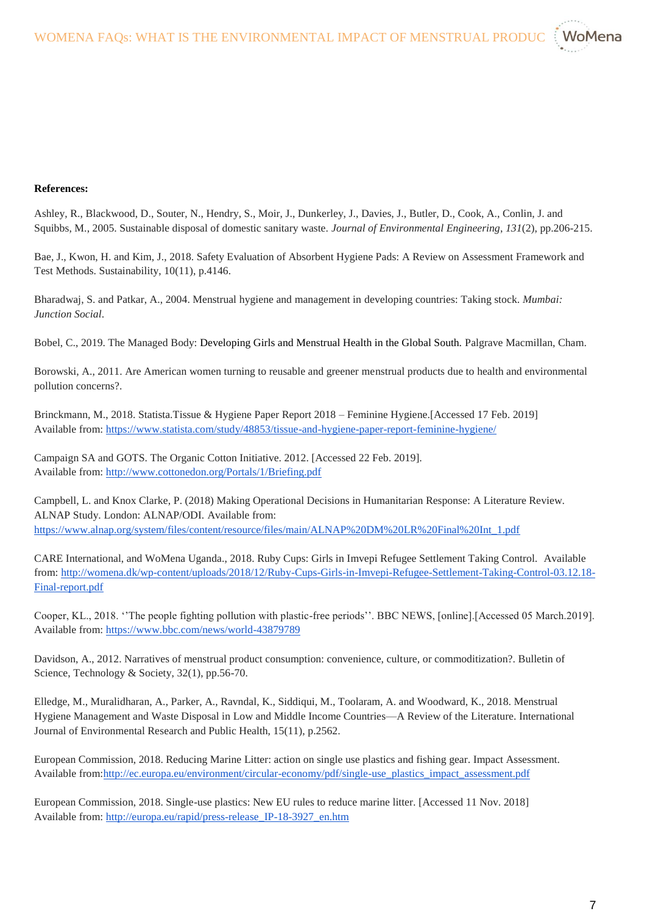**References:**

Ashley, R., Blackwood, D., Souter, N., Hendry, S., Moir, J., Dunkerley, J., Davies, J., Butler, D., Cook, A., Conlin, J. and Squibbs, M., 2005. Sustainable disposal of domestic sanitary waste. *Journal of Environmental Engineering*, *131*(2), pp.206-215.

Bae, J., Kwon, H. and Kim, J., 2018. Safety Evaluation of Absorbent Hygiene Pads: A Review on Assessment Framework and Test Methods. Sustainability, 10(11), p.4146.

Bharadwaj, S. and Patkar, A., 2004. Menstrual hygiene and management in developing countries: Taking stock. *Mumbai: Junction Social*.

Bobel, C., 2019. The Managed Body: Developing Girls and Menstrual Health in the Global South. Palgrave Macmillan, Cham.

Borowski, A., 2011. Are American women turning to reusable and greener menstrual products due to health and environmental pollution concerns?.

Brinckmann, M., 2018. Statista.Tissue & Hygiene Paper Report 2018 – Feminine Hygiene.[Accessed 17 Feb. 2019] Available from: https://www.statista.com/study/48853/tissue-and-hygiene-paper-report-feminine-hygiene/

Campaign SA and GOTS. The Organic Cotton Initiative. 2012. [Accessed 22 Feb. 2019]. Available from: http://www.cottonedon.org/Portals/1/Briefing.pdf

Campbell, L. and Knox Clarke, P. (2018) Making Operational Decisions in Humanitarian Response: A Literature Review. ALNAP Study. London: ALNAP/ODI. Available from: https://www.alnap.org/system/files/content/resource/files/main/ALNAP%20DM%20LR%20Final%20Int_1.pdf

CARE International, and WoMena Uganda., 2018. Ruby Cups: Girls in Imvepi Refugee Settlement Taking Control. Available from: http://womena.dk/wp-content/uploads/2018/12/Ruby-Cups-Girls-in-Imvepi-Refugee-Settlement-Taking-Control-03.12.18-Final-report.pdf

Cooper, KL., 2018. ''The people fighting pollution with plastic-free periods''. BBC NEWS, [online].[Accessed 05 March.2019]. Available from: https://www.bbc.com/news/world-43879789

Davidson, A., 2012. Narratives of menstrual product consumption: convenience, culture, or commoditization?. Bulletin of Science, Technology & Society, 32(1), pp.56-70.

Elledge, M., Muralidharan, A., Parker, A., Ravndal, K., Siddiqui, M., Toolaram, A. and Woodward, K., 2018. Menstrual Hygiene Management and Waste Disposal in Low and Middle Income Countries—A Review of the Literature. International Journal of Environmental Research and Public Health, 15(11), p.2562.

European Commission, 2018. Reducing Marine Litter: action on single use plastics and fishing gear. Impact Assessment. Available from:http://ec.europa.eu/environment/circular-economy/pdf/single-use_plastics_impact_assessment.pdf

European Commission, 2018. Single-use plastics: New EU rules to reduce marine litter. [Accessed 11 Nov. 2018] Available from: http://europa.eu/rapid/press-release_IP-18-3927_en.htm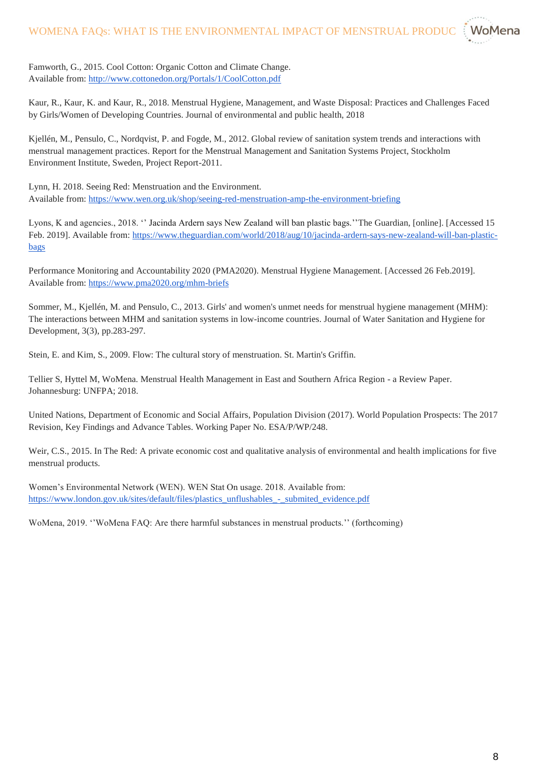Famworth, G., 2015. Cool Cotton: Organic Cotton and Climate Change.
Available from: [http://www.cottonedon.org/Portals/1/CoolCotton.pdf](http://www.cottonedon.org/Portals/1/CoolCotton.pdf)

Kaur, R., Kaur, K. and Kaur, R., 2018. Menstrual Hygiene, Management, and Waste Disposal: Practices and Challenges Faced by Girls/Women of Developing Countries. Journal of environmental and public health, 2018

Kjellén, M., Pensulo, C., Nordqvist, P. and Fogde, M., 2012. Global review of sanitation system trends and interactions with menstrual management practices. Report for the Menstrual Management and Sanitation Systems Project, Stockholm Environment Institute, Sweden, Project Report-2011.

Lynn, H. 2018. Seeing Red: Menstruation and the Environment.
Available from: [https://www.wen.org.uk/shop/seeing-red-menstruation-amp-the-environment-briefing](https://www.wen.org.uk/shop/seeing-red-menstruation-amp-the-environment-briefing)

Lyons, K and agencies., 2018. '' Jacinda Ardern says New Zealand will ban plastic bags.''The Guardian, [online]. [Accessed 15 Feb. 2019]. Available from: [https://www.theguardian.com/world/2018/aug/10/jacinda-ardern-says-new-zealand-will-ban-plastic-bags](https://www.theguardian.com/world/2018/aug/10/jacinda-ardern-says-new-zealand-will-ban-plastic-bags)

Performance Monitoring and Accountability 2020 (PMA2020). Menstrual Hygiene Management. [Accessed 26 Feb.2019]. Available from: [https://www.pma2020.org/mhm-briefs](https://www.pma2020.org/mhm-briefs)

Sommer, M., Kjellén, M. and Pensulo, C., 2013. Girls' and women's unmet needs for menstrual hygiene management (MHM): The interactions between MHM and sanitation systems in low-income countries. Journal of Water Sanitation and Hygiene for Development, 3(3), pp.283-297.

Stein, E. and Kim, S., 2009. Flow: The cultural story of menstruation. St. Martin's Griffin.

Tellier S, Hyttel M, WoMena. Menstrual Health Management in East and Southern Africa Region - a Review Paper. Johannesburg: UNFPA; 2018.

United Nations, Department of Economic and Social Affairs, Population Division (2017). World Population Prospects: The 2017 Revision, Key Findings and Advance Tables. Working Paper No. ESA/P/WP/248.

Weir, C.S., 2015. In The Red: A private economic cost and qualitative analysis of environmental and health implications for five menstrual products.

Women's Environmental Network (WEN). WEN Stat On usage. 2018. Available from: [https://www.london.gov.uk/sites/default/files/plastics_unflushables_-_submited_evidence.pdf](https://www.london.gov.uk/sites/default/files/plastics_unflushables_-_submited_evidence.pdf)

WoMena, 2019. ''WoMena FAQ: Are there harmful substances in menstrual products.'' (forthcoming)